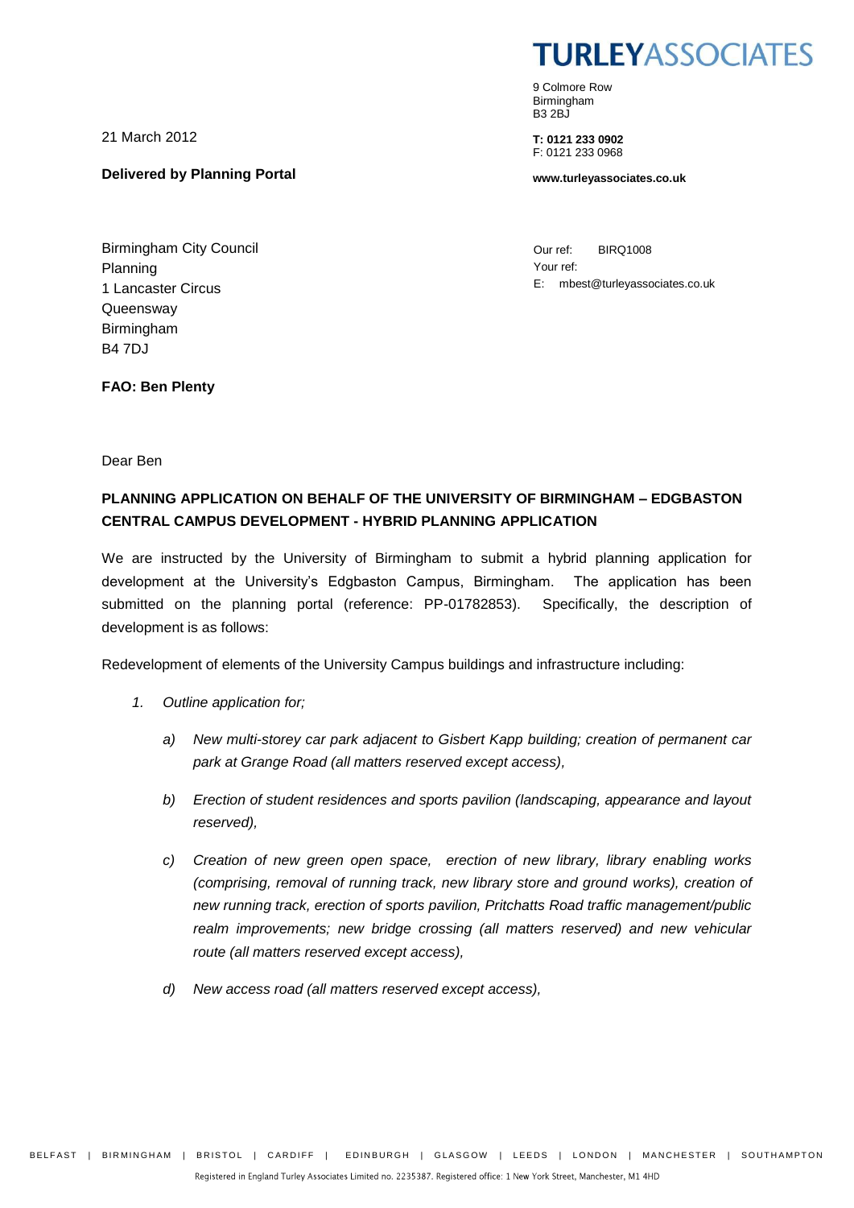**TURLEYASSOCIATES**

9 Colmore Row
Birmingham
B3 2BJ

**T: 0121 233 0902**
F: 0121 233 0968

**www.turleyassociates.co.uk**

21 March 2012

**Delivered by Planning Portal**

Birmingham City Council
Planning
1 Lancaster Circus
Queensway
Birmingham
B4 7DJ

Our ref: BIRQ1008
Your ref:
E: mbest@turleyassociates.co.uk

**FAO: Ben Plenty**

Dear Ben

**PLANNING APPLICATION ON BEHALF OF THE UNIVERSITY OF BIRMINGHAM – EDGBASTON CENTRAL CAMPUS DEVELOPMENT - HYBRID PLANNING APPLICATION**

We are instructed by the University of Birmingham to submit a hybrid planning application for development at the University's Edgbaston Campus, Birmingham. The application has been submitted on the planning portal (reference: PP-01782853). Specifically, the description of development is as follows:

Redevelopment of elements of the University Campus buildings and infrastructure including:

1. *Outline application for;*

   a) *New multi-storey car park adjacent to Gisbert Kapp building; creation of permanent car park at Grange Road (all matters reserved except access),*

   b) *Erection of student residences and sports pavilion (landscaping, appearance and layout reserved),*

   c) *Creation of new green open space, erection of new library, library enabling works (comprising, removal of running track, new library store and ground works), creation of new running track, erection of sports pavilion, Pritchatts Road traffic management/public realm improvements; new bridge crossing (all matters reserved) and new vehicular route (all matters reserved except access),*

   d) *New access road (all matters reserved except access),*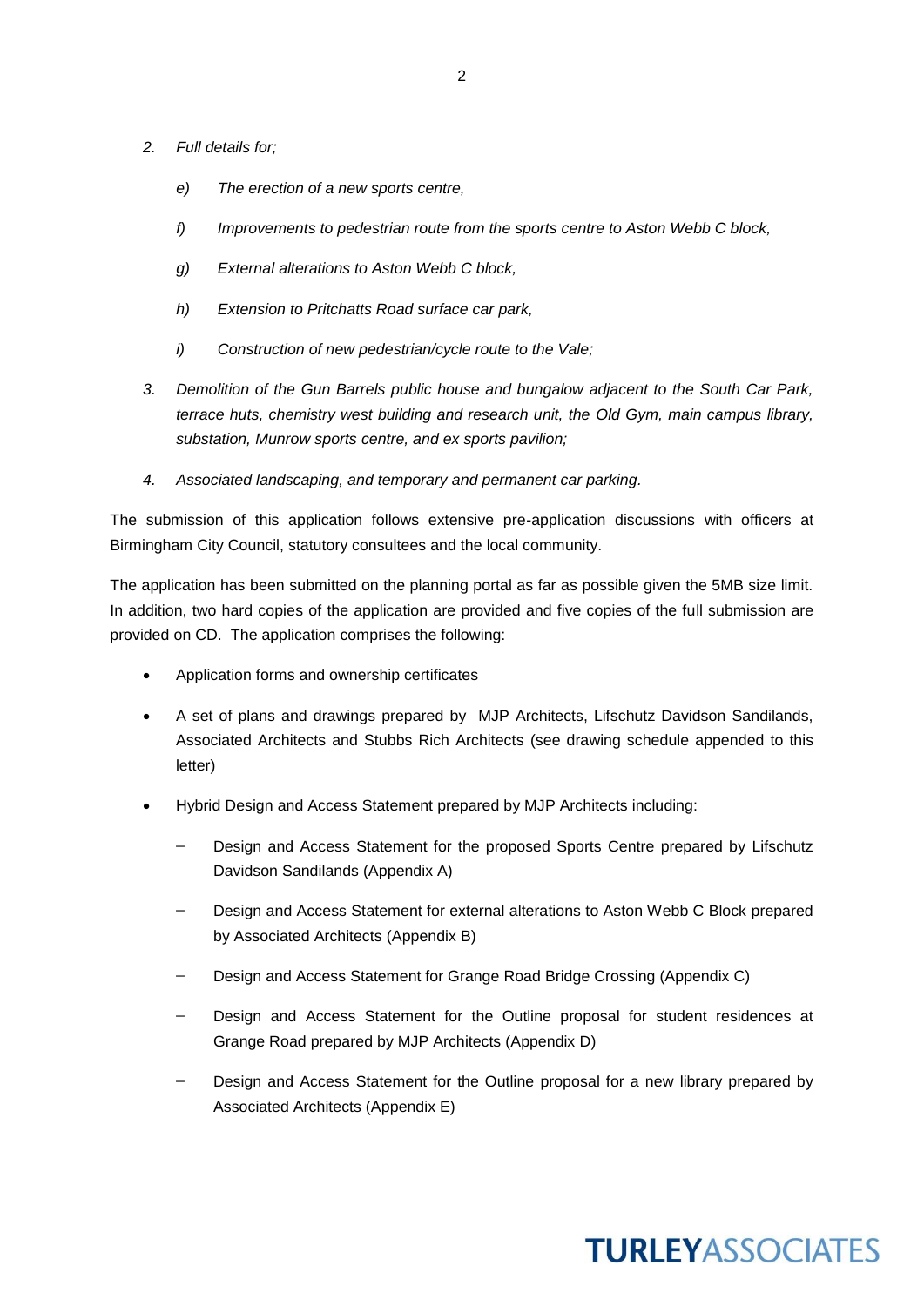*2. Full details for;*

*e) The erection of a new sports centre,*

*f) Improvements to pedestrian route from the sports centre to Aston Webb C block,*

*g) External alterations to Aston Webb C block,*

*h) Extension to Pritchatts Road surface car park,*

*i) Construction of new pedestrian/cycle route to the Vale;*

*3. Demolition of the Gun Barrels public house and bungalow adjacent to the South Car Park, terrace huts, chemistry west building and research unit, the Old Gym, main campus library, substation, Munrow sports centre, and ex sports pavilion;*

*4. Associated landscaping, and temporary and permanent car parking.*

The submission of this application follows extensive pre-application discussions with officers at Birmingham City Council, statutory consultees and the local community.

The application has been submitted on the planning portal as far as possible given the 5MB size limit. In addition, two hard copies of the application are provided and five copies of the full submission are provided on CD. The application comprises the following:

- Application forms and ownership certificates
- A set of plans and drawings prepared by MJP Architects, Lifschutz Davidson Sandilands, Associated Architects and Stubbs Rich Architects (see drawing schedule appended to this letter)
- Hybrid Design and Access Statement prepared by MJP Architects including:
  - Design and Access Statement for the proposed Sports Centre prepared by Lifschutz Davidson Sandilands (Appendix A)
  - Design and Access Statement for external alterations to Aston Webb C Block prepared by Associated Architects (Appendix B)
  - Design and Access Statement for Grange Road Bridge Crossing (Appendix C)
  - Design and Access Statement for the Outline proposal for student residences at Grange Road prepared by MJP Architects (Appendix D)
  - Design and Access Statement for the Outline proposal for a new library prepared by Associated Architects (Appendix E)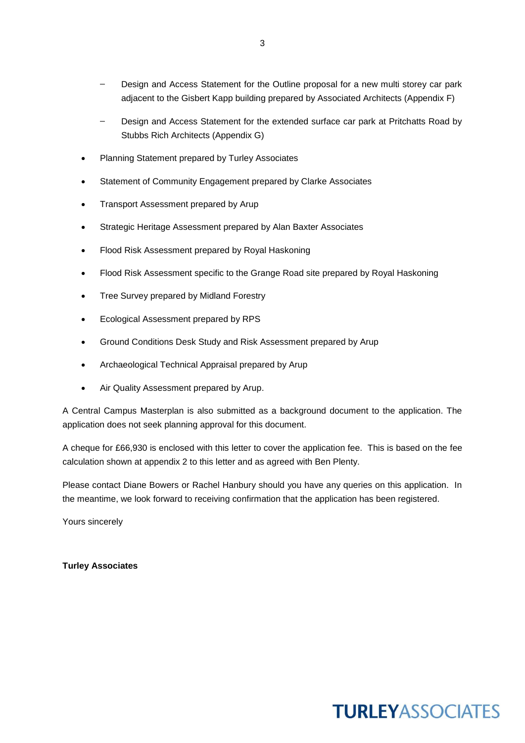- Design and Access Statement for the Outline proposal for a new multi storey car park adjacent to the Gisbert Kapp building prepared by Associated Architects (Appendix F)
  - Design and Access Statement for the extended surface car park at Pritchatts Road by Stubbs Rich Architects (Appendix G)

- Planning Statement prepared by Turley Associates
- Statement of Community Engagement prepared by Clarke Associates
- Transport Assessment prepared by Arup
- Strategic Heritage Assessment prepared by Alan Baxter Associates
- Flood Risk Assessment prepared by Royal Haskoning
- Flood Risk Assessment specific to the Grange Road site prepared by Royal Haskoning
- Tree Survey prepared by Midland Forestry
- Ecological Assessment prepared by RPS
- Ground Conditions Desk Study and Risk Assessment prepared by Arup
- Archaeological Technical Appraisal prepared by Arup
- Air Quality Assessment prepared by Arup.

A Central Campus Masterplan is also submitted as a background document to the application. The application does not seek planning approval for this document.

A cheque for £66,930 is enclosed with this letter to cover the application fee. This is based on the fee calculation shown at appendix 2 to this letter and as agreed with Ben Plenty.

Please contact Diane Bowers or Rachel Hanbury should you have any queries on this application. In the meantime, we look forward to receiving confirmation that the application has been registered.

Yours sincerely

**Turley Associates**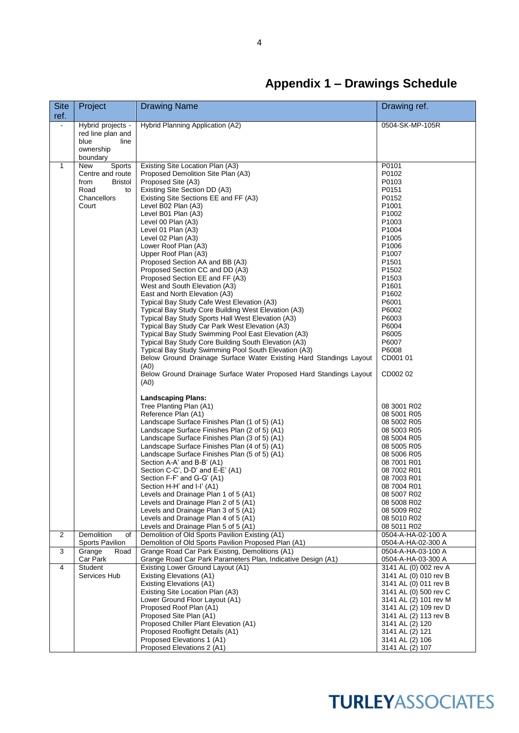# Appendix 1 – Drawings Schedule

| Site ref. | Project | Drawing Name | Drawing ref. |
|---|---|---|---|
| - | Hybrid projects - red line plan and blue line ownership boundary | Hybrid Planning Application (A2) | 0504-SK-MP-105R |
| 1 | New Sports Centre and route from Bristol Road to Chancellors Court | Existing Site Location Plan (A3) | P0101 |
| | | Proposed Demolition Site Plan (A3) | P0102 |
| | | Proposed Site (A3) | P0103 |
| | | Existing Site Section DD (A3) | P0151 |
| | | Existing Site Sections EE and FF (A3) | P0152 |
| | | Level B02 Plan (A3) | P1001 |
| | | Level B01 Plan (A3) | P1002 |
| | | Level 00 Plan (A3) | P1003 |
| | | Level 01 Plan (A3) | P1004 |
| | | Level 02 Plan (A3) | P1005 |
| | | Lower Roof Plan (A3) | P1006 |
| | | Upper Roof Plan (A3) | P1007 |
| | | Proposed Section AA and BB (A3) | P1501 |
| | | Proposed Section CC and DD (A3) | P1502 |
| | | Proposed Section EE and FF (A3) | P1503 |
| | | West and South Elevation (A3) | P1601 |
| | | East and North Elevation (A3) | P1602 |
| | | Typical Bay Study Cafe West Elevation (A3) | P6001 |
| | | Typical Bay Study Core Building West Elevation (A3) | P6002 |
| | | Typical Bay Study Sports Hall West Elevation (A3) | P6003 |
| | | Typical Bay Study Car Park West Elevation (A3) | P6004 |
| | | Typical Bay Study Swimming Pool East Elevation (A3) | P6005 |
| | | Typical Bay Study Core Building South Elevation (A3) | P6007 |
| | | Typical Bay Study Swimming Pool South Elevation (A3) | P6008 |
| | | Below Ground Drainage Surface Water Existing Hard Standings Layout (A0) | CD001 01 |
| | | Below Ground Drainage Surface Water Proposed Hard Standings Layout (A0) | CD002 02 |
| | | **Landscaping Plans:** | |
| | | Tree Planting Plan (A1) | 08 3001 R02 |
| | | Reference Plan (A1) | 08 5001 R05 |
| | | Landscape Surface Finishes Plan (1 of 5) (A1) | 08 5002 R05 |
| | | Landscape Surface Finishes Plan (2 of 5) (A1) | 08 5003 R05 |
| | | Landscape Surface Finishes Plan (3 of 5) (A1) | 08 5004 R05 |
| | | Landscape Surface Finishes Plan (4 of 5) (A1) | 08 5005 R05 |
| | | Landscape Surface Finishes Plan (5 of 5) (A1) | 08 5006 R05 |
| | | Section A-A' and B-B' (A1) | 08 7001 R01 |
| | | Section C-C', D-D' and E-E' (A1) | 08 7002 R01 |
| | | Section F-F' and G-G' (A1) | 08 7003 R01 |
| | | Section H-H' and I-I' (A1) | 08 7004 R01 |
| | | Levels and Drainage Plan 1 of 5 (A1) | 08 5007 R02 |
| | | Levels and Drainage Plan 2 of 5 (A1) | 08 5008 R02 |
| | | Levels and Drainage Plan 3 of 5 (A1) | 08 5009 R02 |
| | | Levels and Drainage Plan 4 of 5 (A1) | 08 5010 R02 |
| | | Levels and Drainage Plan 5 of 5 (A1) | 08 5011 R02 |
| 2 | Demolition of Sports Pavilion | Demolition of Old Sports Pavilion Existing (A1) | 0504-A-HA-02-100 A |
| | | Demolition of Old Sports Pavilion Proposed Plan (A1) | 0504-A-HA-02-300 A |
| 3 | Grange Road Car Park | Grange Road Car Park Existing, Demolitions (A1) | 0504-A-HA-03-100 A |
| | | Grange Road Car Park Parameters Plan, Indicative Design (A1) | 0504-A-HA-03-300 A |
| 4 | Student Services Hub | Existing Lower Ground Layout (A1) | 3141 AL (0) 002 rev A |
| | | Existing Elevations (A1) | 3141 AL (0) 010 rev B |
| | | Existing Elevations (A1) | 3141 AL (0) 011 rev B |
| | | Existing Site Location Plan (A3) | 3141 AL (0) 500 rev C |
| | | Lower Ground Floor Layout (A1) | 3141 AL (2) 101 rev M |
| | | Proposed Roof Plan (A1) | 3141 AL (2) 109 rev D |
| | | Proposed Site Plan (A1) | 3141 AL (2) 113 rev B |
| | | Proposed Chiller Plant Elevation (A1) | 3141 AL (2) 120 |
| | | Proposed Rooflight Details (A1) | 3141 AL (2) 121 |
| | | Proposed Elevations 1 (A1) | 3141 AL (2) 106 |
| | | Proposed Elevations 2 (A1) | 3141 AL (2) 107 |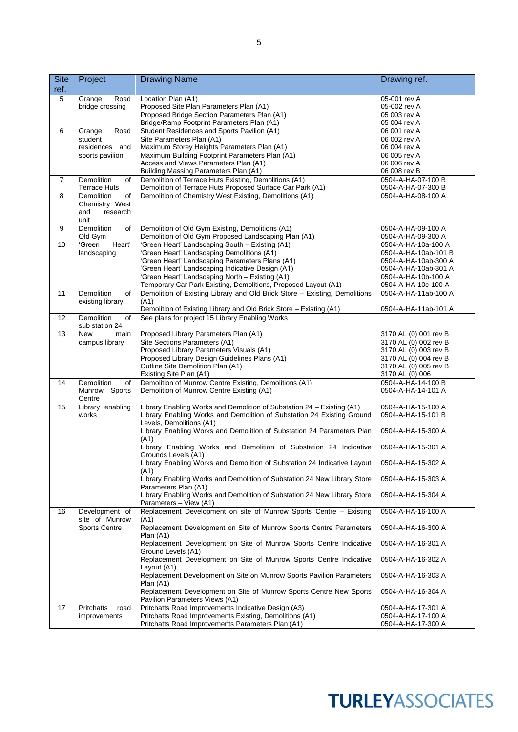| Site ref. | Project | Drawing Name | Drawing ref. |
|---|---|---|---|
| 5 | Grange Road bridge crossing | Location Plan (A1)<br>Proposed Site Plan Parameters Plan (A1)<br>Proposed Bridge Section Parameters Plan (A1)<br>Bridge/Ramp Footprint Parameters Plan (A1) | 05-001 rev A<br>05-002 rev A<br>05 003 rev A<br>05 004 rev A |
| 6 | Grange Road student residences and sports pavilion | Student Residences and Sports Pavilion (A1)<br>Site Parameters Plan (A1)<br>Maximum Storey Heights Parameters Plan (A1)<br>Maximum Building Footprint Parameters Plan (A1)<br>Access and Views Parameters Plan (A1)<br>Building Massing Parameters Plan (A1) | 06 001 rev A<br>06 002 rev A<br>06 004 rev A<br>06 005 rev A<br>06 006 rev A<br>06 008 rev B |
| 7 | Demolition of Terrace Huts | Demolition of Terrace Huts Existing, Demolitions (A1)<br>Demolition of Terrace Huts Proposed Surface Car Park (A1) | 0504-A-HA-07-100 B<br>0504-A-HA-07-300 B |
| 8 | Demolition of Chemistry West and research unit | Demolition of Chemistry West Existing, Demolitions (A1) | 0504-A-HA-08-100 A |
| 9 | Demolition of Old Gym | Demolition of Old Gym Existing, Demolitions (A1)<br>Demolition of Old Gym Proposed Landscaping Plan (A1) | 0504-A-HA-09-100 A<br>0504-A-HA-09-300 A |
| 10 | 'Green Heart' landscaping | 'Green Heart' Landscaping South – Existing (A1)<br>'Green Heart' Landscaping Demolitions (A1)<br>'Green Heart' Landscaping Parameters Plans (A1)<br>'Green Heart' Landscaping Indicative Design (A1)<br>'Green Heart' Landscaping North – Existing (A1)<br>Temporary Car Park Existing, Demolitions, Proposed Layout (A1) | 0504-A-HA-10a-100 A<br>0504-A-HA-10ab-101 B<br>0504-A-HA-10ab-300 A<br>0504-A-HA-10ab-301 A<br>0504-A-HA-10b-100 A<br>0504-A-HA-10c-100 A |
| 11 | Demolition of existing library | Demolition of Existing Library and Old Brick Store – Existing, Demolitions (A1)<br>Demolition of Existing Library and Old Brick Store – Existing (A1) | 0504-A-HA-11ab-100 A<br>0504-A-HA-11ab-101 A |
| 12 | Demolition of sub station 24 | See plans for project 15 Library Enabling Works | |
| 13 | New main campus library | Proposed Library Parameters Plan (A1)<br>Site Sections Parameters (A1)<br>Proposed Library Parameters Visuals (A1)<br>Proposed Library Design Guidelines Plans (A1)<br>Outline Site Demolition Plan (A1)<br>Existing Site Plan (A1) | 3170 AL (0) 001 rev B<br>3170 AL (0) 002 rev B<br>3170 AL (0) 003 rev B<br>3170 AL (0) 004 rev B<br>3170 AL (0) 005 rev B<br>3170 AL (0) 006 |
| 14 | Demolition of Munrow Sports Centre | Demolition of Munrow Centre Existing, Demolitions (A1)<br>Demolition of Munrow Centre Existing (A1) | 0504-A-HA-14-100 B<br>0504-A-HA-14-101 A |
| 15 | Library enabling works | Library Enabling Works and Demolition of Substation 24 – Existing (A1)<br>Library Enabling Works and Demolition of Substation 24 Existing Ground Levels, Demolitions (A1)<br>Library Enabling Works and Demolition of Substation 24 Parameters Plan (A1)<br>Library Enabling Works and Demolition of Substation 24 Indicative Grounds Levels (A1)<br>Library Enabling Works and Demolition of Substation 24 Indicative Layout (A1)<br>Library Enabling Works and Demolition of Substation 24 New Library Store Parameters Plan (A1)<br>Library Enabling Works and Demolition of Substation 24 New Library Store Parameters – View (A1) | 0504-A-HA-15-100 A<br>0504-A-HA-15-101 B<br>0504-A-HA-15-300 A<br>0504-A-HA-15-301 A<br>0504-A-HA-15-302 A<br>0504-A-HA-15-303 A<br>0504-A-HA-15-304 A |
| 16 | Development of site of Munrow Sports Centre | Replacement Development on site of Munrow Sports Centre – Existing (A1)<br>Replacement Development on Site of Munrow Sports Centre Parameters Plan (A1)<br>Replacement Development on Site of Munrow Sports Centre Indicative Ground Levels (A1)<br>Replacement Development on Site of Munrow Sports Centre Indicative Layout (A1)<br>Replacement Development on Site on Munrow Sports Pavilion Parameters Plan (A1)<br>Replacement Development on Site of Munrow Sports Centre New Sports Pavilion Parameters Views (A1) | 0504-A-HA-16-100 A<br>0504-A-HA-16-300 A<br>0504-A-HA-16-301 A<br>0504-A-HA-16-302 A<br>0504-A-HA-16-303 A<br>0504-A-HA-16-304 A |
| 17 | Pritchatts road improvements | Pritchatts Road Improvements Indicative Design (A3)<br>Pritchatts Road Improvements Existing, Demolitions (A1)<br>Pritchatts Road Improvements Parameters Plan (A1) | 0504-A-HA-17-301 A<br>0504-A-HA-17-100 A<br>0504-A-HA-17-300 A |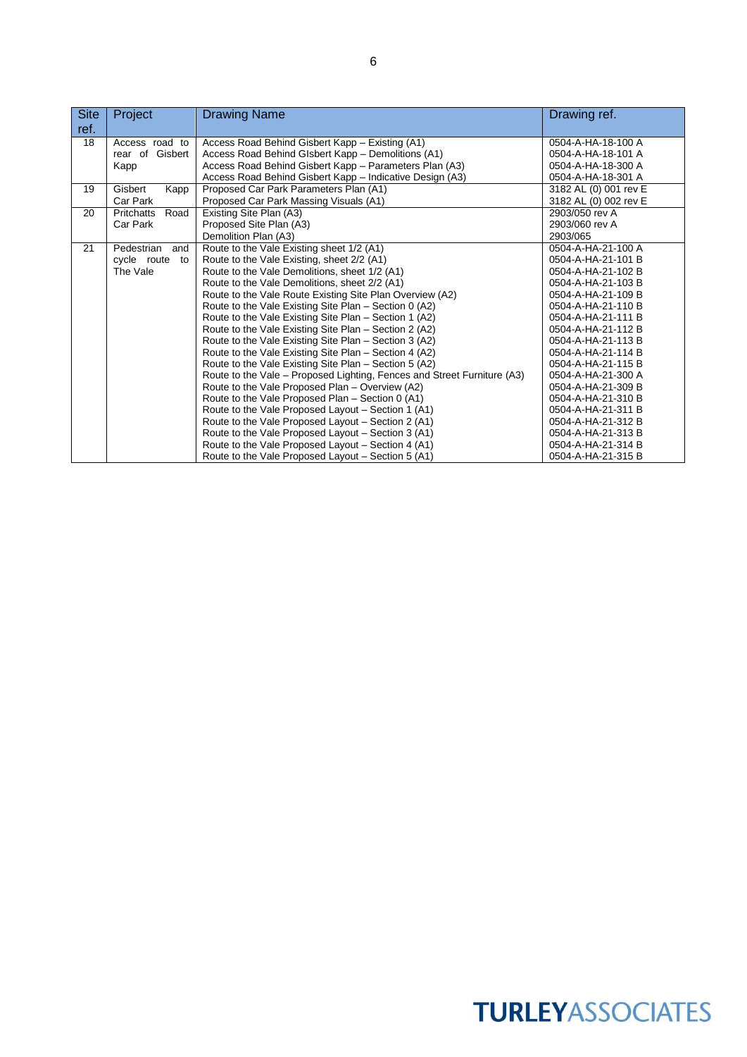| Site ref. | Project | Drawing Name | Drawing ref. |
|---|---|---|---|
| 18 | Access road to rear of Gisbert Kapp | Access Road Behind Gisbert Kapp – Existing (A1)<br>Access Road Behind GIsbert Kapp – Demolitions (A1)<br>Access Road Behind Gisbert Kapp – Parameters Plan (A3)<br>Access Road Behind Gisbert Kapp – Indicative Design (A3) | 0504-A-HA-18-100 A<br>0504-A-HA-18-101 A<br>0504-A-HA-18-300 A<br>0504-A-HA-18-301 A |
| 19 | Gisbert Kapp Car Park | Proposed Car Park Parameters Plan (A1)<br>Proposed Car Park Massing Visuals (A1) | 3182 AL (0) 001 rev E<br>3182 AL (0) 002 rev E |
| 20 | Pritchatts Road Car Park | Existing Site Plan (A3)<br>Proposed Site Plan (A3)<br>Demolition Plan (A3) | 2903/050 rev A<br>2903/060 rev A<br>2903/065 |
| 21 | Pedestrian and cycle route to The Vale | Route to the Vale Existing sheet 1/2 (A1)<br>Route to the Vale Existing, sheet 2/2 (A1)<br>Route to the Vale Demolitions, sheet 1/2 (A1)<br>Route to the Vale Demolitions, sheet 2/2 (A1)<br>Route to the Vale Route Existing Site Plan Overview (A2)<br>Route to the Vale Existing Site Plan – Section 0 (A2)<br>Route to the Vale Existing Site Plan – Section 1 (A2)<br>Route to the Vale Existing Site Plan – Section 2 (A2)<br>Route to the Vale Existing Site Plan – Section 3 (A2)<br>Route to the Vale Existing Site Plan – Section 4 (A2)<br>Route to the Vale Existing Site Plan – Section 5 (A2)<br>Route to the Vale – Proposed Lighting, Fences and Street Furniture (A3)<br>Route to the Vale Proposed Plan – Overview (A2)<br>Route to the Vale Proposed Plan – Section 0 (A1)<br>Route to the Vale Proposed Layout – Section 1 (A1)<br>Route to the Vale Proposed Layout – Section 2 (A1)<br>Route to the Vale Proposed Layout – Section 3 (A1)<br>Route to the Vale Proposed Layout – Section 4 (A1)<br>Route to the Vale Proposed Layout – Section 5 (A1) | 0504-A-HA-21-100 A<br>0504-A-HA-21-101 B<br>0504-A-HA-21-102 B<br>0504-A-HA-21-103 B<br>0504-A-HA-21-109 B<br>0504-A-HA-21-110 B<br>0504-A-HA-21-111 B<br>0504-A-HA-21-112 B<br>0504-A-HA-21-113 B<br>0504-A-HA-21-114 B<br>0504-A-HA-21-115 B<br>0504-A-HA-21-300 A<br>0504-A-HA-21-309 B<br>0504-A-HA-21-310 B<br>0504-A-HA-21-311 B<br>0504-A-HA-21-312 B<br>0504-A-HA-21-313 B<br>0504-A-HA-21-314 B<br>0504-A-HA-21-315 B |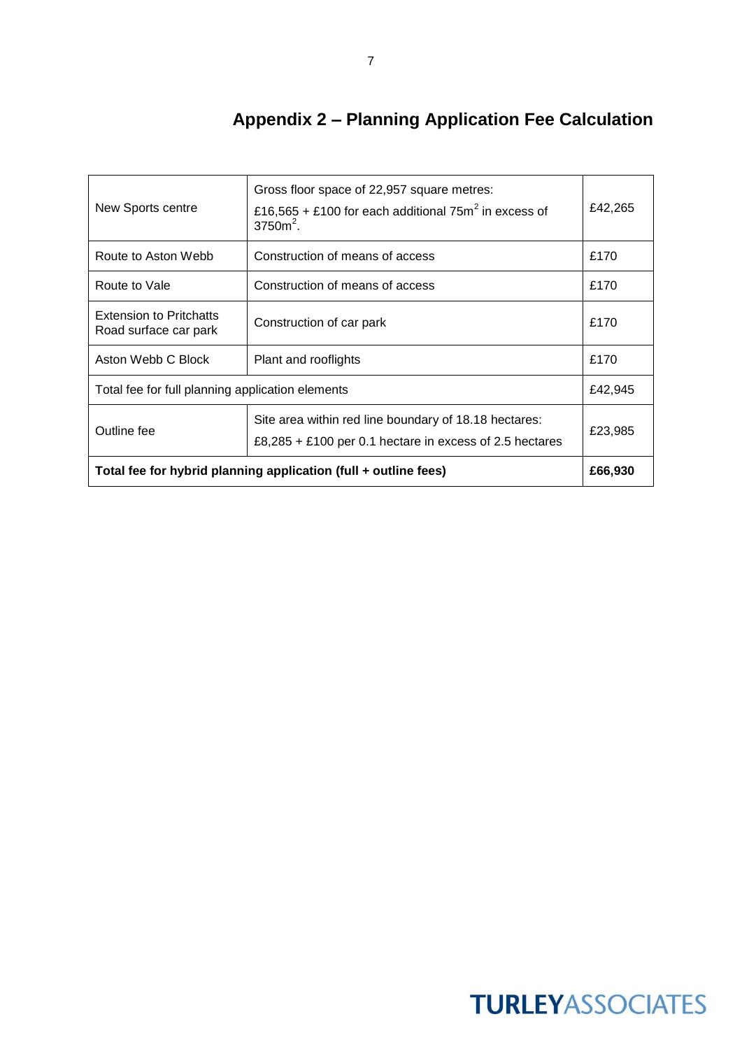## Appendix 2 – Planning Application Fee Calculation

| | | |
|---|---|---|
| New Sports centre | Gross floor space of 22,957 square metres: £16,565 + £100 for each additional $75m^2$ in excess of $3750m^2$. | £42,265 |
| Route to Aston Webb | Construction of means of access | £170 |
| Route to Vale | Construction of means of access | £170 |
| Extension to Pritchatts Road surface car park | Construction of car park | £170 |
| Aston Webb C Block | Plant and rooflights | £170 |
| Total fee for full planning application elements | | £42,945 |
| Outline fee | Site area within red line boundary of 18.18 hectares: £8,285 + £100 per 0.1 hectare in excess of 2.5 hectares | £23,985 |
| **Total fee for hybrid planning application (full + outline fees)** | | **£66,930** |